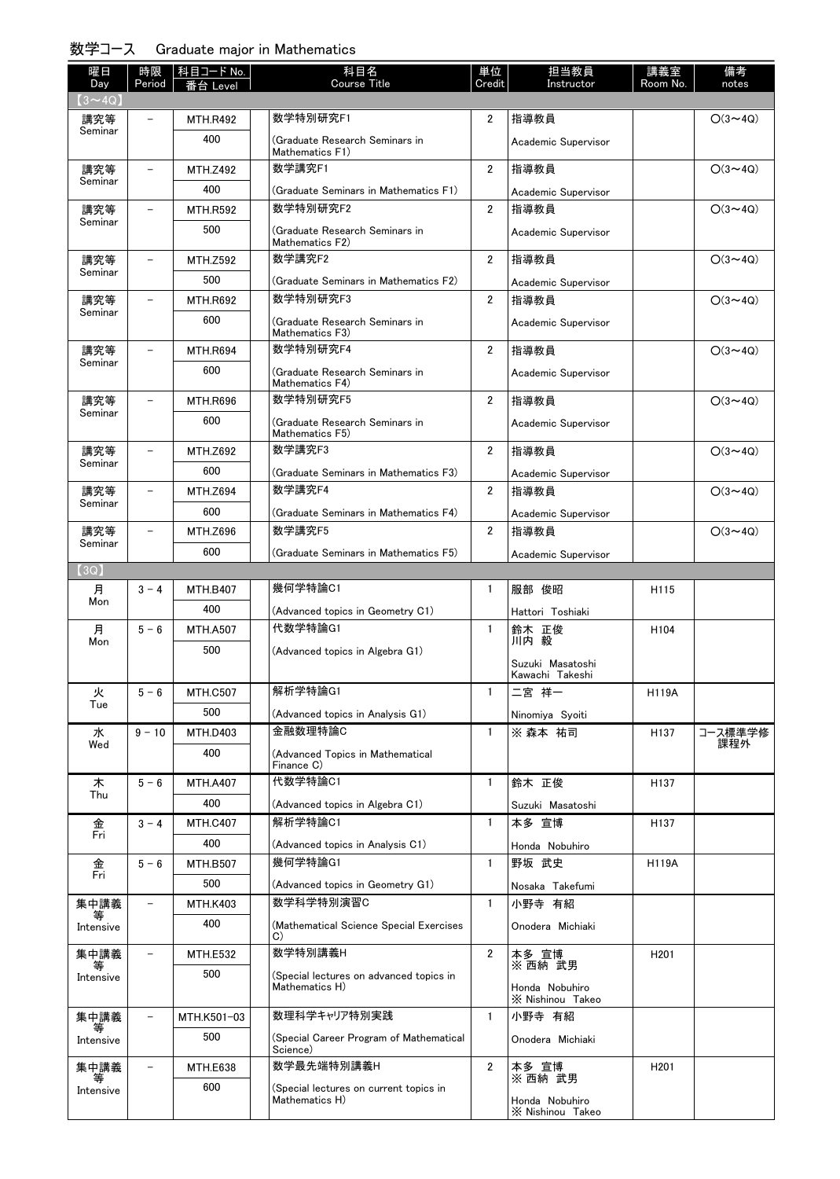## 数学コース　Graduate major in Mathematics

| 曜日 Day | 時限 Period | 科目コード No. 番台 Level | 科目名 Course Title | 単位 Credit | 担当教員 Instructor | 講義室 Room No. | 備考 notes |
|---|---|---|---|---|---|---|---|
| 【3～4Q】 | | | | | | | |
| 講究等 Seminar | － | MTH.R492 400 | 数学特別研究F1 (Graduate Research Seminars in Mathematics F1) | 2 | 指導教員 Academic Supervisor | | ○(3～4Q) |
| 講究等 Seminar | － | MTH.Z492 400 | 数学講究F1 (Graduate Seminars in Mathematics F1) | 2 | 指導教員 Academic Supervisor | | ○(3～4Q) |
| 講究等 Seminar | － | MTH.R592 500 | 数学特別研究F2 (Graduate Research Seminars in Mathematics F2) | 2 | 指導教員 Academic Supervisor | | ○(3～4Q) |
| 講究等 Seminar | － | MTH.Z592 500 | 数学講究F2 (Graduate Seminars in Mathematics F2) | 2 | 指導教員 Academic Supervisor | | ○(3～4Q) |
| 講究等 Seminar | － | MTH.R692 600 | 数学特別研究F3 (Graduate Research Seminars in Mathematics F3) | 2 | 指導教員 Academic Supervisor | | ○(3～4Q) |
| 講究等 Seminar | － | MTH.R694 600 | 数学特別研究F4 (Graduate Research Seminars in Mathematics F4) | 2 | 指導教員 Academic Supervisor | | ○(3～4Q) |
| 講究等 Seminar | － | MTH.R696 600 | 数学特別研究F5 (Graduate Research Seminars in Mathematics F5) | 2 | 指導教員 Academic Supervisor | | ○(3～4Q) |
| 講究等 Seminar | － | MTH.Z692 600 | 数学講究F3 (Graduate Seminars in Mathematics F3) | 2 | 指導教員 Academic Supervisor | | ○(3～4Q) |
| 講究等 Seminar | － | MTH.Z694 600 | 数学講究F4 (Graduate Seminars in Mathematics F4) | 2 | 指導教員 Academic Supervisor | | ○(3～4Q) |
| 講究等 Seminar | － | MTH.Z696 600 | 数学講究F5 (Graduate Seminars in Mathematics F5) | 2 | 指導教員 Academic Supervisor | | ○(3～4Q) |
| 【3Q】 | | | | | | | |
| 月 Mon | 3－4 | MTH.B407 400 | 幾何学特論C1 (Advanced topics in Geometry C1) | 1 | 服部 俊昭 Hattori Toshiaki | H115 | |
| 月 Mon | 5－6 | MTH.A507 500 | 代数学特論G1 (Advanced topics in Algebra G1) | 1 | 鈴木 正俊 川内 毅 Suzuki Masatoshi Kawachi Takeshi | H104 | |
| 火 Tue | 5－6 | MTH.C507 500 | 解析学特論G1 (Advanced topics in Analysis G1) | 1 | 二宮 祥一 Ninomiya Syoiti | H119A | |
| 水 Wed | 9－10 | MTH.D403 400 | 金融数理特論C (Advanced Topics in Mathematical Finance C) | 1 | ※ 森本 祐司 | H137 | コース標準学修課程外 |
| 木 Thu | 5－6 | MTH.A407 400 | 代数学特論C1 (Advanced topics in Algebra C1) | 1 | 鈴木 正俊 Suzuki Masatoshi | H137 | |
| 金 Fri | 3－4 | MTH.C407 400 | 解析学特論C1 (Advanced topics in Analysis C1) | 1 | 本多 宣博 Honda Nobuhiro | H137 | |
| 金 Fri | 5－6 | MTH.B507 500 | 幾何学特論G1 (Advanced topics in Geometry G1) | 1 | 野坂 武史 Nosaka Takefumi | H119A | |
| 集中講義等 Intensive | － | MTH.K403 400 | 数学科学特別演習C (Mathematical Science Special Exercises C) | 1 | 小野寺 有紹 Onodera Michiaki | | |
| 集中講義等 Intensive | － | MTH.E532 500 | 数学特別講義H (Special lectures on advanced topics in Mathematics H) | 2 | 本多 宣博 ※ 西納 武男 Honda Nobuhiro ※ Nishinou Takeo | H201 | |
| 集中講義等 Intensive | － | MTH.K501-03 500 | 数理科学キャリア特別実践 (Special Career Program of Mathematical Science) | 1 | 小野寺 有紹 Onodera Michiaki | | |
| 集中講義等 Intensive | － | MTH.E638 600 | 数学最先端特別講義H (Special lectures on current topics in Mathematics H) | 2 | 本多 宣博 ※ 西納 武男 Honda Nobuhiro ※ Nishinou Takeo | H201 | |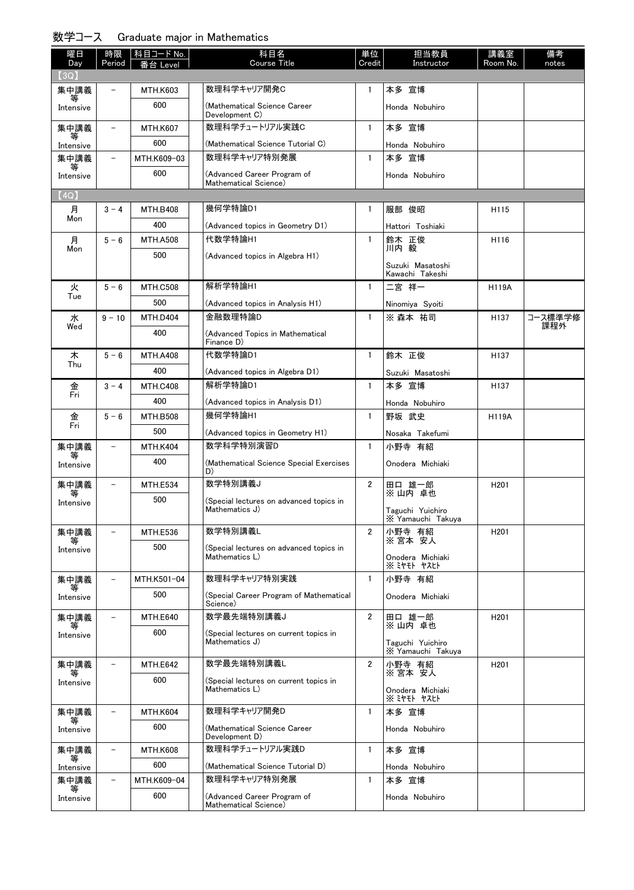## 数学コース　Graduate major in Mathematics

| 曜日 Day | 時限 Period | 科目コード No. 番台 Level | 科目名 Course Title | 単位 Credit | 担当教員 Instructor | 講義室 Room No. | 備考 notes |
|---|---|---|---|---|---|---|---|
| 【3Q】 | | | | | | | |
| 集中講義等 Intensive | － | MTH.K603 600 | 数理科学キャリア開発C (Mathematical Science Career Development C) | 1 | 本多 宣博 Honda Nobuhiro | | |
| 集中講義等 Intensive | － | MTH.K607 600 | 数理科学チュートリアル実践C (Mathematical Science Tutorial C) | 1 | 本多 宣博 Honda Nobuhiro | | |
| 集中講義等 Intensive | － | MTH.K609-03 600 | 数理科学キャリア特別発展 (Advanced Career Program of Mathematical Science) | 1 | 本多 宣博 Honda Nobuhiro | | |
| 【4Q】 | | | | | | | |
| 月 Mon | 3 - 4 | MTH.B408 400 | 幾何学特論D1 (Advanced topics in Geometry D1) | 1 | 服部 俊昭 Hattori Toshiaki | H115 | |
| 月 Mon | 5 - 6 | MTH.A508 500 | 代数学特論H1 (Advanced topics in Algebra H1) | 1 | 鈴木 正俊 川内 毅 Suzuki Masatoshi Kawachi Takeshi | H116 | |
| 火 Tue | 5 - 6 | MTH.C508 500 | 解析学特論H1 (Advanced topics in Analysis H1) | 1 | 二宮 祥一 Ninomiya Syoiti | H119A | |
| 水 Wed | 9 - 10 | MTH.D404 400 | 金融数理特論D (Advanced Topics in Mathematical Finance D) | 1 | ※ 森本 祐司 | H137 | コース標準学修課程外 |
| 木 Thu | 5 - 6 | MTH.A408 400 | 代数学特論D1 (Advanced topics in Algebra D1) | 1 | 鈴木 正俊 Suzuki Masatoshi | H137 | |
| 金 Fri | 3 - 4 | MTH.C408 400 | 解析学特論D1 (Advanced topics in Analysis D1) | 1 | 本多 宣博 Honda Nobuhiro | H137 | |
| 金 Fri | 5 - 6 | MTH.B508 500 | 幾何学特論H1 (Advanced topics in Geometry H1) | 1 | 野坂 武史 Nosaka Takefumi | H119A | |
| 集中講義等 Intensive | － | MTH.K404 400 | 数学科学特別演習D (Mathematical Science Special Exercises D) | 1 | 小野寺 有紹 Onodera Michiaki | | |
| 集中講義等 Intensive | － | MTH.E534 500 | 数学特別講義J (Special lectures on advanced topics in Mathematics J) | 2 | 田口 雄一郎 ※ 山内 卓也 Taguchi Yuichiro ※ Yamauchi Takuya | H201 | |
| 集中講義等 Intensive | － | MTH.E536 500 | 数学特別講義L (Special lectures on advanced topics in Mathematics L) | 2 | 小野寺 有紹 ※ 宮本 安人 Onodera Michiaki ※ ﾐﾔﾓﾄ ﾔｽﾋﾄ | H201 | |
| 集中講義等 Intensive | － | MTH.K501-04 500 | 数理科学キャリア特別実践 (Special Career Program of Mathematical Science) | 1 | 小野寺 有紹 Onodera Michiaki | | |
| 集中講義等 Intensive | － | MTH.E640 600 | 数学最先端特別講義J (Special lectures on current topics in Mathematics J) | 2 | 田口 雄一郎 ※ 山内 卓也 Taguchi Yuichiro ※ Yamauchi Takuya | H201 | |
| 集中講義等 Intensive | － | MTH.E642 600 | 数学最先端特別講義L (Special lectures on current topics in Mathematics L) | 2 | 小野寺 有紹 ※ 宮本 安人 Onodera Michiaki ※ ﾐﾔﾓﾄ ﾔｽﾋﾄ | H201 | |
| 集中講義等 Intensive | － | MTH.K604 600 | 数理科学キャリア開発D (Mathematical Science Career Development D) | 1 | 本多 宣博 Honda Nobuhiro | | |
| 集中講義等 Intensive | － | MTH.K608 600 | 数理科学チュートリアル実践D (Mathematical Science Tutorial D) | 1 | 本多 宣博 Honda Nobuhiro | | |
| 集中講義等 Intensive | － | MTH.K609-04 600 | 数理科学キャリア特別発展 (Advanced Career Program of Mathematical Science) | 1 | 本多 宣博 Honda Nobuhiro | | |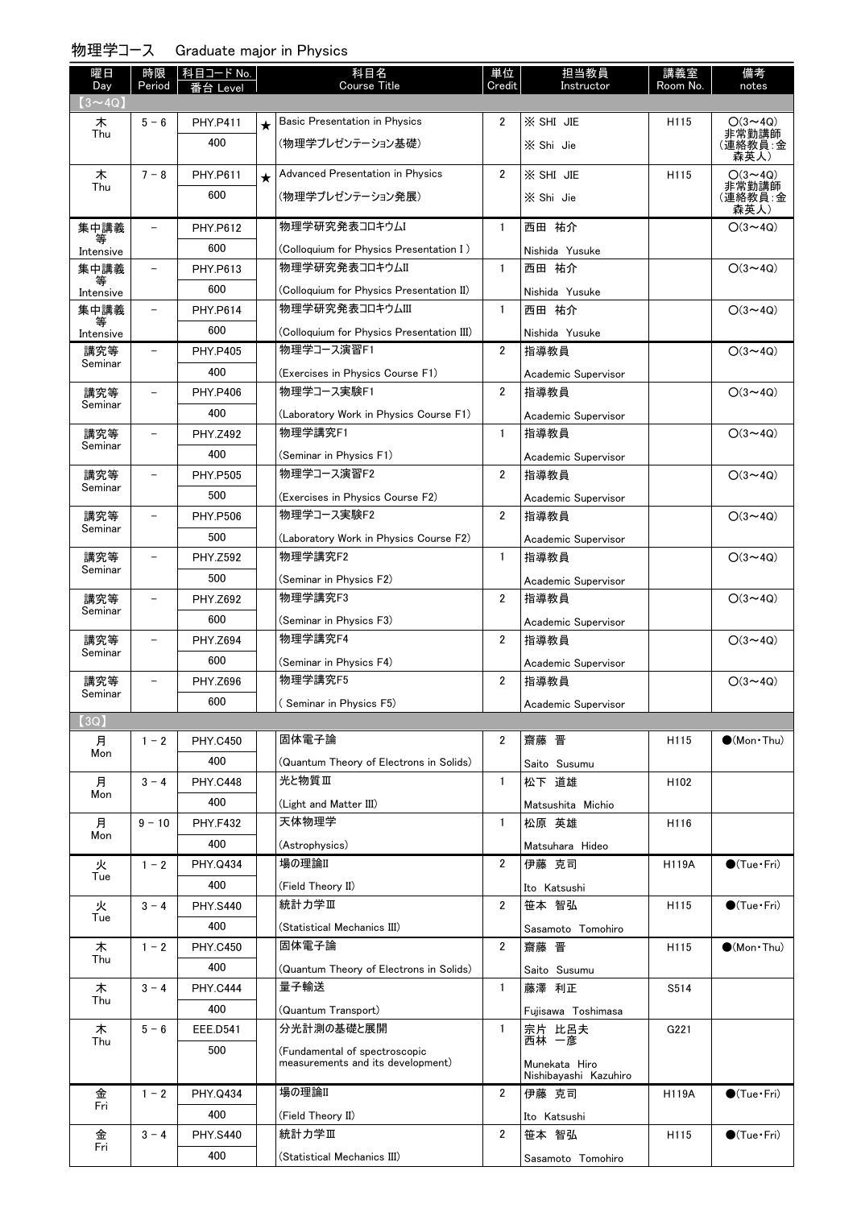## 物理学コース　Graduate major in Physics

| 曜日 Day | 時限 Period | 科目コード No. 番台 Level | | 科目名 Course Title | 単位 Credit | 担当教員 Instructor | 講義室 Room No. | 備考 notes |
|---|---|---|---|---|---|---|---|---|
| 【3～4Q】 | | | | | | | | |
| 木 Thu | 5－6 | PHY.P411 400 | ★ | Basic Presentation in Physics (物理学プレゼンテーション基礎) | 2 | ※ SHI JIE ※ Shi Jie | H115 | ○(3～4Q) 非常勤講師 (連絡教員:金森英人) |
| 木 Thu | 7－8 | PHY.P611 600 | ★ | Advanced Presentation in Physics (物理学プレゼンテーション発展) | 2 | ※ SHI JIE ※ Shi Jie | H115 | ○(3～4Q) 非常勤講師 (連絡教員:金森英人) |
| 集中講義等 Intensive | － | PHY.P612 600 | | 物理学研究発表コロキウムI (Colloquium for Physics Presentation I ) | 1 | 西田 祐介 Nishida Yusuke | | ○(3～4Q) |
| 集中講義等 Intensive | － | PHY.P613 600 | | 物理学研究発表コロキウムII (Colloquium for Physics Presentation II) | 1 | 西田 祐介 Nishida Yusuke | | ○(3～4Q) |
| 集中講義等 Intensive | － | PHY.P614 600 | | 物理学研究発表コロキウムIII (Colloquium for Physics Presentation III) | 1 | 西田 祐介 Nishida Yusuke | | ○(3～4Q) |
| 講究等 Seminar | － | PHY.P405 400 | | 物理学コース演習F1 (Exercises in Physics Course F1) | 2 | 指導教員 Academic Supervisor | | ○(3～4Q) |
| 講究等 Seminar | － | PHY.P406 400 | | 物理学コース実験F1 (Laboratory Work in Physics Course F1) | 2 | 指導教員 Academic Supervisor | | ○(3～4Q) |
| 講究等 Seminar | － | PHY.Z492 400 | | 物理学講究F1 (Seminar in Physics F1) | 1 | 指導教員 Academic Supervisor | | ○(3～4Q) |
| 講究等 Seminar | － | PHY.P505 500 | | 物理学コース演習F2 (Exercises in Physics Course F2) | 2 | 指導教員 Academic Supervisor | | ○(3～4Q) |
| 講究等 Seminar | － | PHY.P506 500 | | 物理学コース実験F2 (Laboratory Work in Physics Course F2) | 2 | 指導教員 Academic Supervisor | | ○(3～4Q) |
| 講究等 Seminar | － | PHY.Z592 500 | | 物理学講究F2 (Seminar in Physics F2) | 1 | 指導教員 Academic Supervisor | | ○(3～4Q) |
| 講究等 Seminar | － | PHY.Z692 600 | | 物理学講究F3 (Seminar in Physics F3) | 2 | 指導教員 Academic Supervisor | | ○(3～4Q) |
| 講究等 Seminar | － | PHY.Z694 600 | | 物理学講究F4 (Seminar in Physics F4) | 2 | 指導教員 Academic Supervisor | | ○(3～4Q) |
| 講究等 Seminar | － | PHY.Z696 600 | | 物理学講究F5 ( Seminar in Physics F5) | 2 | 指導教員 Academic Supervisor | | ○(3～4Q) |
| 【3Q】 | | | | | | | | |
| 月 Mon | 1－2 | PHY.C450 400 | | 固体電子論 (Quantum Theory of Electrons in Solids) | 2 | 齋藤 晋 Saito Susumu | H115 | ●(Mon・Thu) |
| 月 Mon | 3－4 | PHY.C448 400 | | 光と物質III (Light and Matter III) | 1 | 松下 道雄 Matsushita Michio | H102 | |
| 月 Mon | 9－10 | PHY.F432 400 | | 天体物理学 (Astrophysics) | 1 | 松原 英雄 Matsuhara Hideo | H116 | |
| 火 Tue | 1－2 | PHY.Q434 400 | | 場の理論II (Field Theory II) | 2 | 伊藤 克司 Ito Katsushi | H119A | ●(Tue・Fri) |
| 火 Tue | 3－4 | PHY.S440 400 | | 統計力学III (Statistical Mechanics III) | 2 | 笹本 智弘 Sasamoto Tomohiro | H115 | ●(Tue・Fri) |
| 木 Thu | 1－2 | PHY.C450 400 | | 固体電子論 (Quantum Theory of Electrons in Solids) | 2 | 齋藤 晋 Saito Susumu | H115 | ●(Mon・Thu) |
| 木 Thu | 3－4 | PHY.C444 400 | | 量子輸送 (Quantum Transport) | 1 | 藤澤 利正 Fujisawa Toshimasa | S514 | |
| 木 Thu | 5－6 | EEE.D541 500 | | 分光計測の基礎と展開 (Fundamental of spectroscopic measurements and its development) | 1 | 宗片 比呂夫 西林 一彦 Munekata Hiro Nishibayashi Kazuhiro | G221 | |
| 金 Fri | 1－2 | PHY.Q434 400 | | 場の理論II (Field Theory II) | 2 | 伊藤 克司 Ito Katsushi | H119A | ●(Tue・Fri) |
| 金 Fri | 3－4 | PHY.S440 400 | | 統計力学III (Statistical Mechanics III) | 2 | 笹本 智弘 Sasamoto Tomohiro | H115 | ●(Tue・Fri) |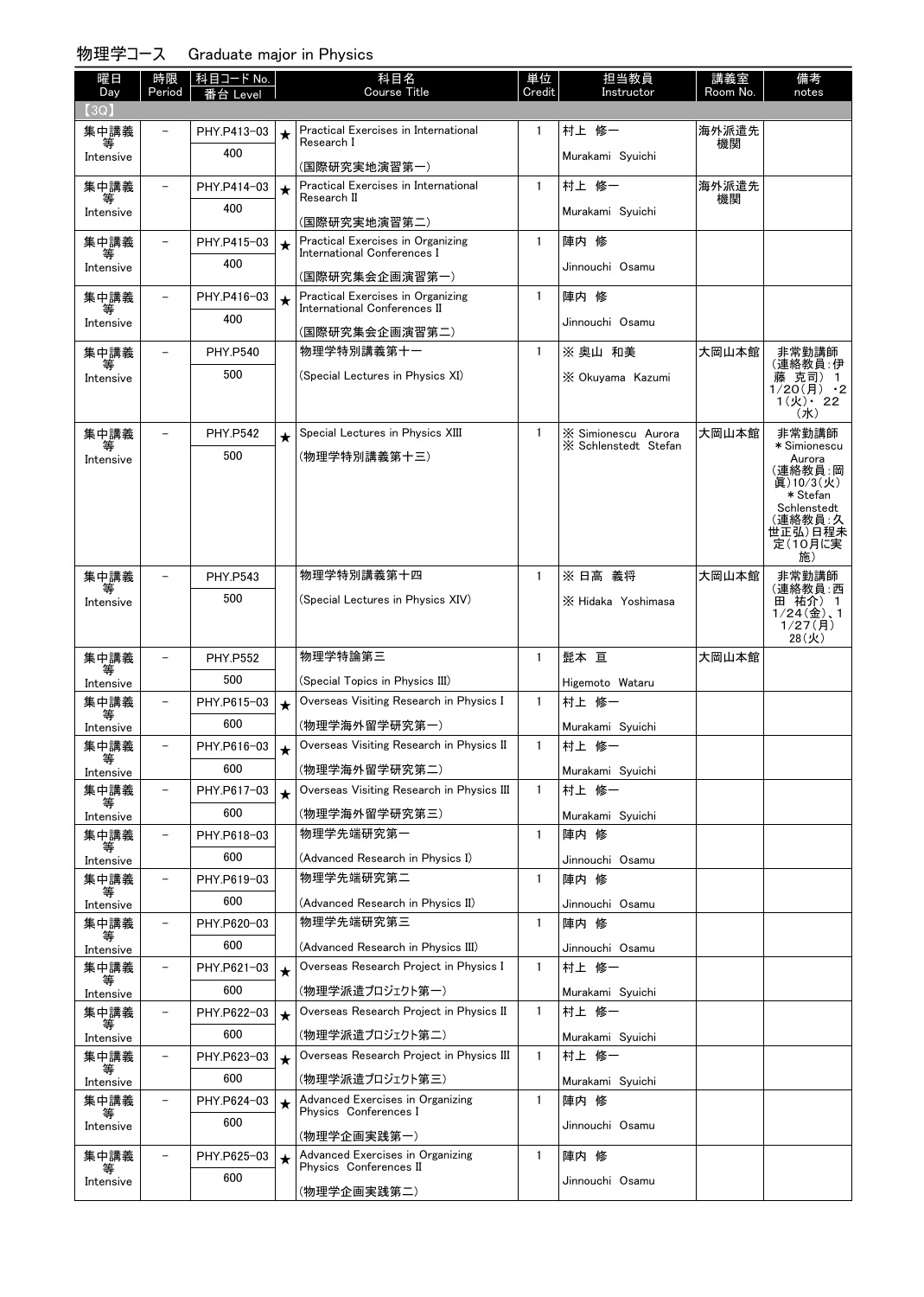## 物理学コース　Graduate major in Physics

| 曜日 Day | 時限 Period | 科目コード No. 番台 Level | | 科目名 Course Title | 単位 Credit | 担当教員 Instructor | 講義室 Room No. | 備考 notes |
|---|---|---|---|---|---|---|---|---|
| 【3Q】 | | | | | | | | |
| 集中講義等 Intensive | － | PHY.P413-03 400 | ★ | Practical Exercises in International Research I (国際研究実地演習第一) | 1 | 村上 修一 Murakami Syuichi | 海外派遣先機関 | |
| 集中講義等 Intensive | － | PHY.P414-03 400 | ★ | Practical Exercises in International Research II (国際研究実地演習第二) | 1 | 村上 修一 Murakami Syuichi | 海外派遣先機関 | |
| 集中講義等 Intensive | － | PHY.P415-03 400 | ★ | Practical Exercises in Organizing International Conferences I (国際研究集会企画演習第一) | 1 | 陣内 修 Jinnouchi Osamu | | |
| 集中講義等 Intensive | － | PHY.P416-03 400 | ★ | Practical Exercises in Organizing International Conferences II (国際研究集会企画演習第二) | 1 | 陣内 修 Jinnouchi Osamu | | |
| 集中講義等 Intensive | － | PHY.P540 500 | | 物理学特別講義第十一 (Special Lectures in Physics XI) | 1 | ※ 奥山 和美 ※ Okuyama Kazumi | 大岡山本館 | 非常勤講師 (連絡教員:伊藤 克司) 1/20(月)・21(火)・22(水) |
| 集中講義等 Intensive | － | PHY.P542 500 | ★ | Special Lectures in Physics XIII (物理学特別講義第十三) | 1 | ※ Simionescu Aurora ※ Schlenstedt Stefan | 大岡山本館 | 非常勤講師 ＊Simionescu Aurora (連絡教員:岡眞)10/3(火) ＊Stefan Schlenstedt (連絡教員:久世正弘)日程未定(10月に実施) |
| 集中講義等 Intensive | － | PHY.P543 500 | | 物理学特別講義第十四 (Special Lectures in Physics XIV) | 1 | ※ 日高 義将 ※ Hidaka Yoshimasa | 大岡山本館 | 非常勤講師 (連絡教員:西田 祐介) 1/24(金)、1/27(月) 28(火) |
| 集中講義等 Intensive | － | PHY.P552 500 | | 物理学特論第三 (Special Topics in Physics III) | 1 | 髭本 亘 Higemoto Wataru | 大岡山本館 | |
| 集中講義等 Intensive | － | PHY.P615-03 600 | ★ | Overseas Visiting Research in Physics I (物理学海外留学研究第一) | 1 | 村上 修一 Murakami Syuichi | | |
| 集中講義等 Intensive | － | PHY.P616-03 600 | ★ | Overseas Visiting Research in Physics II (物理学海外留学研究第二) | 1 | 村上 修一 Murakami Syuichi | | |
| 集中講義等 Intensive | － | PHY.P617-03 600 | ★ | Overseas Visiting Research in Physics III (物理学海外留学研究第三) | 1 | 村上 修一 Murakami Syuichi | | |
| 集中講義等 Intensive | － | PHY.P618-03 600 | | 物理学先端研究第一 (Advanced Research in Physics I) | 1 | 陣内 修 Jinnouchi Osamu | | |
| 集中講義等 Intensive | － | PHY.P619-03 600 | | 物理学先端研究第二 (Advanced Research in Physics II) | 1 | 陣内 修 Jinnouchi Osamu | | |
| 集中講義等 Intensive | － | PHY.P620-03 600 | | 物理学先端研究第三 (Advanced Research in Physics III) | 1 | 陣内 修 Jinnouchi Osamu | | |
| 集中講義等 Intensive | － | PHY.P621-03 600 | ★ | Overseas Research Project in Physics I (物理学派遣プロジェクト第一) | 1 | 村上 修一 Murakami Syuichi | | |
| 集中講義等 Intensive | － | PHY.P622-03 600 | ★ | Overseas Research Project in Physics II (物理学派遣プロジェクト第二) | 1 | 村上 修一 Murakami Syuichi | | |
| 集中講義等 Intensive | － | PHY.P623-03 600 | ★ | Overseas Research Project in Physics III (物理学派遣プロジェクト第三) | 1 | 村上 修一 Murakami Syuichi | | |
| 集中講義等 Intensive | － | PHY.P624-03 600 | ★ | Advanced Exercises in Organizing Physics Conferences I (物理学企画実践第一) | 1 | 陣内 修 Jinnouchi Osamu | | |
| 集中講義等 Intensive | － | PHY.P625-03 600 | ★ | Advanced Exercises in Organizing Physics Conferences II (物理学企画実践第二) | 1 | 陣内 修 Jinnouchi Osamu | | |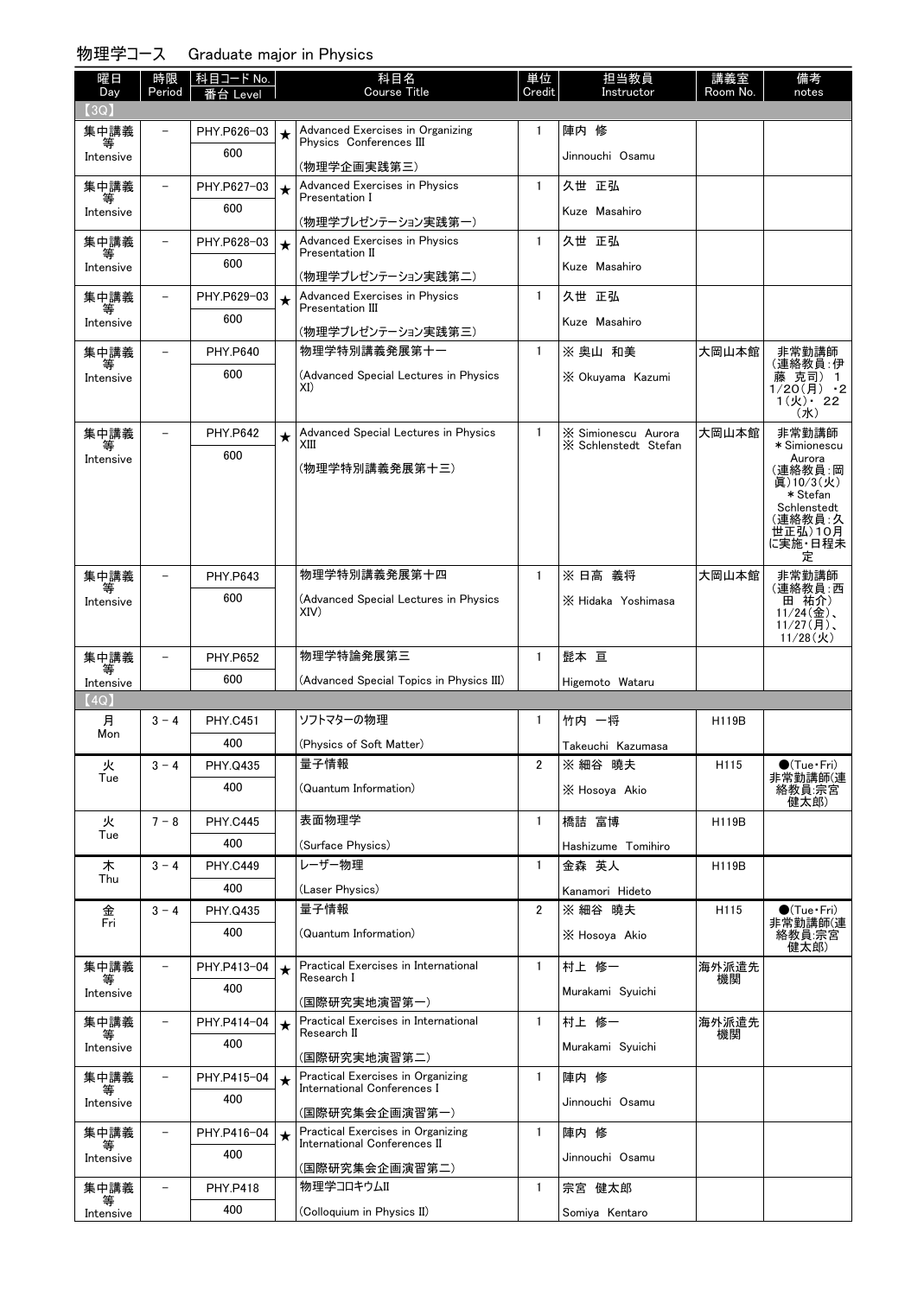## 物理学コース　Graduate major in Physics

| 曜日 Day | 時限 Period | 科目コード No. 番台 Level | | 科目名 Course Title | 単位 Credit | 担当教員 Instructor | 講義室 Room No. | 備考 notes |
|---|---|---|---|---|---|---|---|---|
| 【3Q】 | | | | | | | | |
| 集中講義等 Intensive | － | PHY.P626-03 600 | ★ | Advanced Exercises in Organizing Physics Conferences III (物理学企画実践第三) | 1 | 陣内 修 Jinnouchi Osamu | | |
| 集中講義等 Intensive | － | PHY.P627-03 600 | ★ | Advanced Exercises in Physics Presentation I (物理学プレゼンテーション実践第一) | 1 | 久世 正弘 Kuze Masahiro | | |
| 集中講義等 Intensive | － | PHY.P628-03 600 | ★ | Advanced Exercises in Physics Presentation II (物理学プレゼンテーション実践第二) | 1 | 久世 正弘 Kuze Masahiro | | |
| 集中講義等 Intensive | － | PHY.P629-03 600 | ★ | Advanced Exercises in Physics Presentation III (物理学プレゼンテーション実践第三) | 1 | 久世 正弘 Kuze Masahiro | | |
| 集中講義等 Intensive | － | PHY.P640 600 | | 物理学特別講義発展第十一 (Advanced Special Lectures in Physics XI) | 1 | ※ 奥山 和美 ※ Okuyama Kazumi | 大岡山本館 | 非常勤講師 (連絡教員:伊藤 克司) 1/20(月)・2 1(火)・22(水) |
| 集中講義等 Intensive | － | PHY.P642 600 | ★ | Advanced Special Lectures in Physics XIII (物理学特別講義発展第十三) | 1 | ※ Simionescu Aurora ※ Schlenstedt Stefan | 大岡山本館 | 非常勤講師 ＊Simionescu Aurora (連絡教員:岡 眞)10/3(火) ＊Stefan Schlenstedt (連絡教員:久世正弘)10月に実施・日程未定 |
| 集中講義等 Intensive | － | PHY.P643 600 | | 物理学特別講義発展第十四 (Advanced Special Lectures in Physics XIV) | 1 | ※ 日高 義将 ※ Hidaka Yoshimasa | 大岡山本館 | 非常勤講師 (連絡教員:西田 祐介) 11/24(金)、11/27(月)、11/28(火) |
| 集中講義等 Intensive | － | PHY.P652 600 | | 物理学特論発展第三 (Advanced Special Topics in Physics III) | 1 | 髭本 亘 Higemoto Wataru | | |
| 【4Q】 | | | | | | | | |
| 月 Mon | 3－4 | PHY.C451 400 | | ソフトマターの物理 (Physics of Soft Matter) | 1 | 竹内 一将 Takeuchi Kazumasa | H119B | |
| 火 Tue | 3－4 | PHY.Q435 400 | | 量子情報 (Quantum Information) | 2 | ※ 細谷 曉夫 ※ Hosoya Akio | H115 | ●(Tue・Fri) 非常勤講師(連絡教員:宗宮 健太郎) |
| 火 Tue | 7－8 | PHY.C445 400 | | 表面物理学 (Surface Physics) | 1 | 橋詰 富博 Hashizume Tomihiro | H119B | |
| 木 Thu | 3－4 | PHY.C449 400 | | レーザー物理 (Laser Physics) | 1 | 金森 英人 Kanamori Hideto | H119B | |
| 金 Fri | 3－4 | PHY.Q435 400 | | 量子情報 (Quantum Information) | 2 | ※ 細谷 曉夫 ※ Hosoya Akio | H115 | ●(Tue・Fri) 非常勤講師(連絡教員:宗宮 健太郎) |
| 集中講義等 Intensive | － | PHY.P413-04 400 | ★ | Practical Exercises in International Research I (国際研究実地演習第一) | 1 | 村上 修一 Murakami Syuichi | 海外派遣先機関 | |
| 集中講義等 Intensive | － | PHY.P414-04 400 | ★ | Practical Exercises in International Research II (国際研究実地演習第二) | 1 | 村上 修一 Murakami Syuichi | 海外派遣先機関 | |
| 集中講義等 Intensive | － | PHY.P415-04 400 | ★ | Practical Exercises in Organizing International Conferences I (国際研究集会企画演習第一) | 1 | 陣内 修 Jinnouchi Osamu | | |
| 集中講義等 Intensive | － | PHY.P416-04 400 | ★ | Practical Exercises in Organizing International Conferences II (国際研究集会企画演習第二) | 1 | 陣内 修 Jinnouchi Osamu | | |
| 集中講義等 Intensive | － | PHY.P418 400 | | 物理学コロキウムII (Colloquium in Physics II) | 1 | 宗宮 健太郎 Somiya Kentaro | | |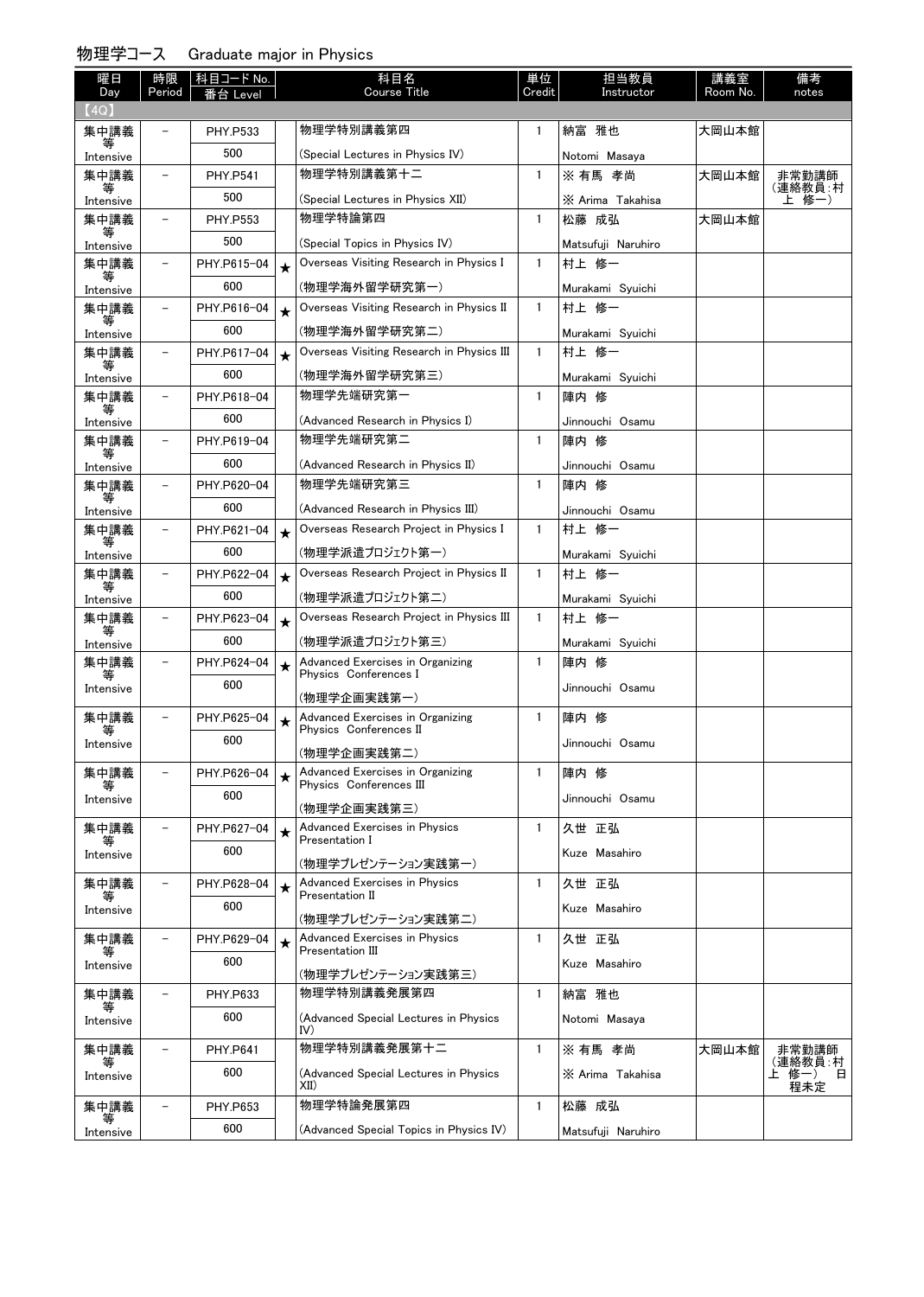## 物理学コース　Graduate major in Physics

| 曜日 Day | 時限 Period | 科目コード No. 番台 Level | | 科目名 Course Title | 単位 Credit | 担当教員 Instructor | 講義室 Room No. | 備考 notes |
|---|---|---|---|---|---|---|---|---|
| 【4Q】 | | | | | | | | |
| 集中講義等 Intensive | － | PHY.P533 500 | | 物理学特別講義第四 (Special Lectures in Physics IV) | 1 | 納富 雅也 Notomi Masaya | 大岡山本館 | |
| 集中講義等 Intensive | － | PHY.P541 500 | | 物理学特別講義第十二 (Special Lectures in Physics XII) | 1 | ※ 有馬 孝尚 ※ Arima Takahisa | 大岡山本館 | 非常勤講師 (連絡教員:村上 修一) |
| 集中講義等 Intensive | － | PHY.P553 500 | | 物理学特論第四 (Special Topics in Physics IV) | 1 | 松藤 成弘 Matsufuji Naruhiro | 大岡山本館 | |
| 集中講義等 Intensive | － | PHY.P615-04 600 | ★ | Overseas Visiting Research in Physics I (物理学海外留学研究第一) | 1 | 村上 修一 Murakami Syuichi | | |
| 集中講義等 Intensive | － | PHY.P616-04 600 | ★ | Overseas Visiting Research in Physics II (物理学海外留学研究第二) | 1 | 村上 修一 Murakami Syuichi | | |
| 集中講義等 Intensive | － | PHY.P617-04 600 | ★ | Overseas Visiting Research in Physics III (物理学海外留学研究第三) | 1 | 村上 修一 Murakami Syuichi | | |
| 集中講義等 Intensive | － | PHY.P618-04 600 | | 物理学先端研究第一 (Advanced Research in Physics I) | 1 | 陣内 修 Jinnouchi Osamu | | |
| 集中講義等 Intensive | － | PHY.P619-04 600 | | 物理学先端研究第二 (Advanced Research in Physics II) | 1 | 陣内 修 Jinnouchi Osamu | | |
| 集中講義等 Intensive | － | PHY.P620-04 600 | | 物理学先端研究第三 (Advanced Research in Physics III) | 1 | 陣内 修 Jinnouchi Osamu | | |
| 集中講義等 Intensive | － | PHY.P621-04 600 | ★ | Overseas Research Project in Physics I (物理学派遣プロジェクト第一) | 1 | 村上 修一 Murakami Syuichi | | |
| 集中講義等 Intensive | － | PHY.P622-04 600 | ★ | Overseas Research Project in Physics II (物理学派遣プロジェクト第二) | 1 | 村上 修一 Murakami Syuichi | | |
| 集中講義等 Intensive | － | PHY.P623-04 600 | ★ | Overseas Research Project in Physics III (物理学派遣プロジェクト第三) | 1 | 村上 修一 Murakami Syuichi | | |
| 集中講義等 Intensive | － | PHY.P624-04 600 | ★ | Advanced Exercises in Organizing Physics Conferences I (物理学企画実践第一) | 1 | 陣内 修 Jinnouchi Osamu | | |
| 集中講義等 Intensive | － | PHY.P625-04 600 | ★ | Advanced Exercises in Organizing Physics Conferences II (物理学企画実践第二) | 1 | 陣内 修 Jinnouchi Osamu | | |
| 集中講義等 Intensive | － | PHY.P626-04 600 | ★ | Advanced Exercises in Organizing Physics Conferences III (物理学企画実践第三) | 1 | 陣内 修 Jinnouchi Osamu | | |
| 集中講義等 Intensive | － | PHY.P627-04 600 | ★ | Advanced Exercises in Physics Presentation I (物理学プレゼンテーション実践第一) | 1 | 久世 正弘 Kuze Masahiro | | |
| 集中講義等 Intensive | － | PHY.P628-04 600 | ★ | Advanced Exercises in Physics Presentation II (物理学プレゼンテーション実践第二) | 1 | 久世 正弘 Kuze Masahiro | | |
| 集中講義等 Intensive | － | PHY.P629-04 600 | ★ | Advanced Exercises in Physics Presentation III (物理学プレゼンテーション実践第三) | 1 | 久世 正弘 Kuze Masahiro | | |
| 集中講義等 Intensive | － | PHY.P633 600 | | 物理学特別講義発展第四 (Advanced Special Lectures in Physics IV) | 1 | 納富 雅也 Notomi Masaya | | |
| 集中講義等 Intensive | － | PHY.P641 600 | | 物理学特別講義発展第十二 (Advanced Special Lectures in Physics XII) | 1 | ※ 有馬 孝尚 ※ Arima Takahisa | 大岡山本館 | 非常勤講師 (連絡教員:村上 修一) 日程未定 |
| 集中講義等 Intensive | － | PHY.P653 600 | | 物理学特論発展第四 (Advanced Special Topics in Physics IV) | 1 | 松藤 成弘 Matsufuji Naruhiro | | |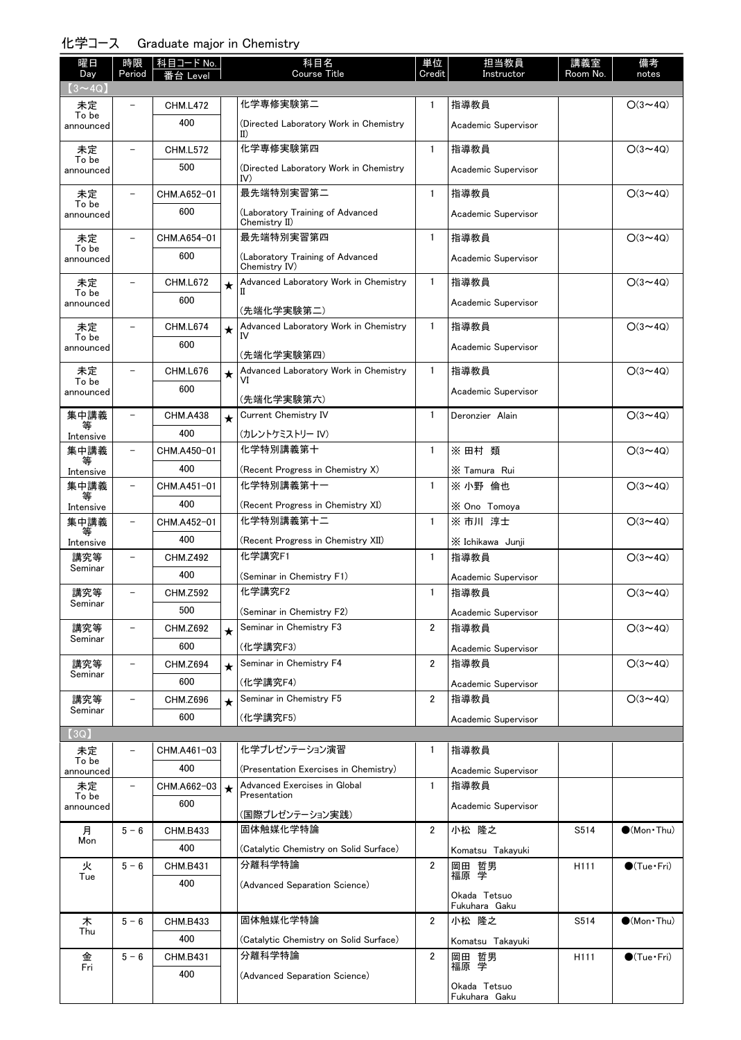## 化学コース　Graduate major in Chemistry

| 曜日 Day | 時限 Period | 科目コード No. 番台 Level | | 科目名 Course Title | 単位 Credit | 担当教員 Instructor | 講義室 Room No. | 備考 notes |
|---|---|---|---|---|---|---|---|---|
| 【3～4Q】 | | | | | | | | |
| 未定 To be announced | － | CHM.L472 400 | | 化学専修実験第二 (Directed Laboratory Work in Chemistry II) | 1 | 指導教員 Academic Supervisor | | ○(3～4Q) |
| 未定 To be announced | － | CHM.L572 500 | | 化学専修実験第四 (Directed Laboratory Work in Chemistry IV) | 1 | 指導教員 Academic Supervisor | | ○(3～4Q) |
| 未定 To be announced | － | CHM.A652-01 600 | | 最先端特別実習第二 (Laboratory Training of Advanced Chemistry II) | 1 | 指導教員 Academic Supervisor | | ○(3～4Q) |
| 未定 To be announced | － | CHM.A654-01 600 | | 最先端特別実習第四 (Laboratory Training of Advanced Chemistry IV) | 1 | 指導教員 Academic Supervisor | | ○(3～4Q) |
| 未定 To be announced | － | CHM.L672 600 | ★ | Advanced Laboratory Work in Chemistry II (先端化学実験第二) | 1 | 指導教員 Academic Supervisor | | ○(3～4Q) |
| 未定 To be announced | － | CHM.L674 600 | ★ | Advanced Laboratory Work in Chemistry IV (先端化学実験第四) | 1 | 指導教員 Academic Supervisor | | ○(3～4Q) |
| 未定 To be announced | － | CHM.L676 600 | ★ | Advanced Laboratory Work in Chemistry VI (先端化学実験第六) | 1 | 指導教員 Academic Supervisor | | ○(3～4Q) |
| 集中講義等 Intensive | － | CHM.A438 400 | ★ | Current Chemistry IV (カレントケミストリー IV) | 1 | Deronzier Alain | | ○(3～4Q) |
| 集中講義等 Intensive | － | CHM.A450-01 400 | | 化学特別講義第十 (Recent Progress in Chemistry X) | 1 | ※ 田村 類 ※ Tamura Rui | | ○(3～4Q) |
| 集中講義等 Intensive | － | CHM.A451-01 400 | | 化学特別講義第十一 (Recent Progress in Chemistry XI) | 1 | ※ 小野 倫也 ※ Ono Tomoya | | ○(3～4Q) |
| 集中講義等 Intensive | － | CHM.A452-01 400 | | 化学特別講義第十二 (Recent Progress in Chemistry XII) | 1 | ※ 市川 淳士 ※ Ichikawa Junji | | ○(3～4Q) |
| 講究等 Seminar | － | CHM.Z492 400 | | 化学講究F1 (Seminar in Chemistry F1) | 1 | 指導教員 Academic Supervisor | | ○(3～4Q) |
| 講究等 Seminar | － | CHM.Z592 500 | | 化学講究F2 (Seminar in Chemistry F2) | 1 | 指導教員 Academic Supervisor | | ○(3～4Q) |
| 講究等 Seminar | － | CHM.Z692 600 | ★ | Seminar in Chemistry F3 (化学講究F3) | 2 | 指導教員 Academic Supervisor | | ○(3～4Q) |
| 講究等 Seminar | － | CHM.Z694 600 | ★ | Seminar in Chemistry F4 (化学講究F4) | 2 | 指導教員 Academic Supervisor | | ○(3～4Q) |
| 講究等 Seminar | － | CHM.Z696 600 | ★ | Seminar in Chemistry F5 (化学講究F5) | 2 | 指導教員 Academic Supervisor | | ○(3～4Q) |
| 【3Q】 | | | | | | | | |
| 未定 To be announced | － | CHM.A461-03 400 | | 化学プレゼンテーション演習 (Presentation Exercises in Chemistry) | 1 | 指導教員 Academic Supervisor | | |
| 未定 To be announced | － | CHM.A662-03 600 | ★ | Advanced Exercises in Global Presentation (国際プレゼンテーション実践) | 1 | 指導教員 Academic Supervisor | | |
| 月 Mon | 5－6 | CHM.B433 400 | | 固体触媒化学特論 (Catalytic Chemistry on Solid Surface) | 2 | 小松 隆之 Komatsu Takayuki | S514 | ●(Mon・Thu) |
| 火 Tue | 5－6 | CHM.B431 400 | | 分離科学特論 (Advanced Separation Science) | 2 | 岡田 哲男 福原 学 Okada Tetsuo Fukuhara Gaku | H111 | ●(Tue・Fri) |
| 木 Thu | 5－6 | CHM.B433 400 | | 固体触媒化学特論 (Catalytic Chemistry on Solid Surface) | 2 | 小松 隆之 Komatsu Takayuki | S514 | ●(Mon・Thu) |
| 金 Fri | 5－6 | CHM.B431 400 | | 分離科学特論 (Advanced Separation Science) | 2 | 岡田 哲男 福原 学 Okada Tetsuo Fukuhara Gaku | H111 | ●(Tue・Fri) |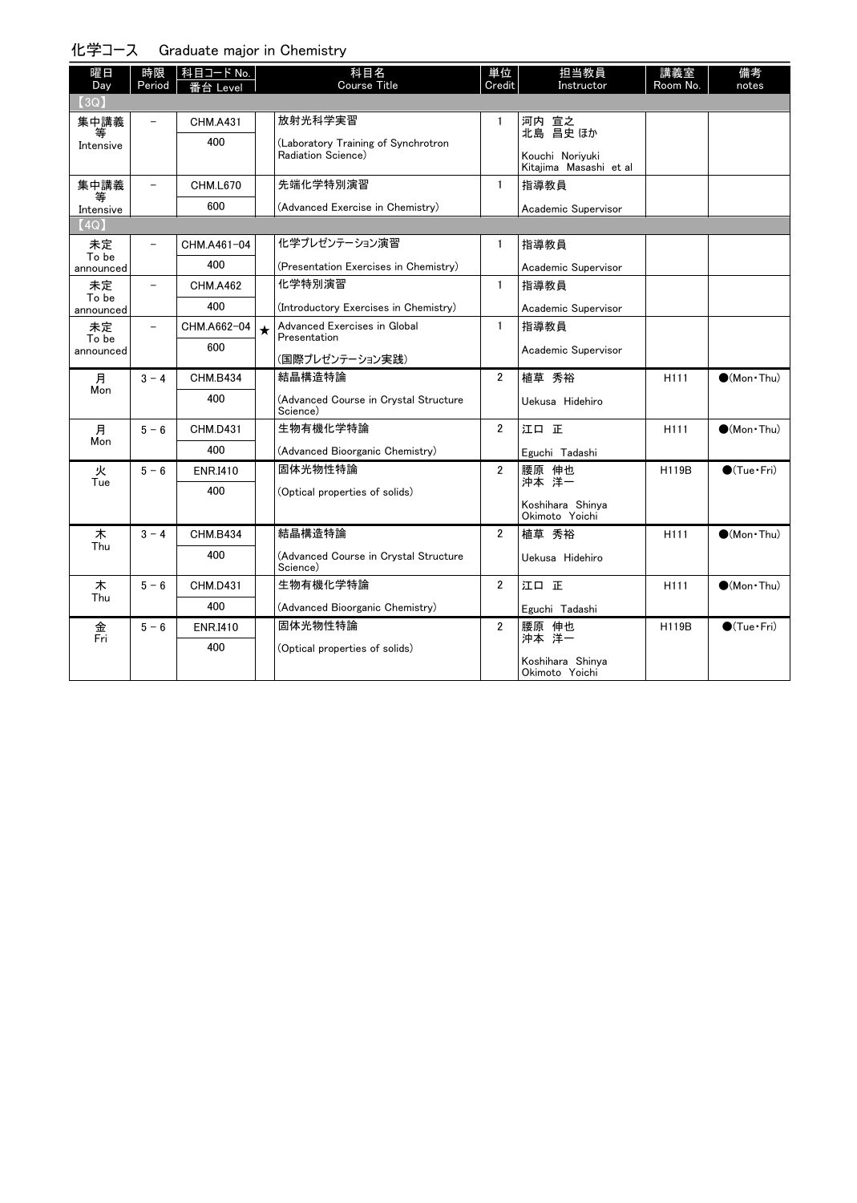## 化学コース　Graduate major in Chemistry

| 曜日 Day | 時限 Period | 科目コード No. 番台 Level | | 科目名 Course Title | 単位 Credit | 担当教員 Instructor | 講義室 Room No. | 備考 notes |
|---|---|---|---|---|---|---|---|---|
| 【3Q】 | | | | | | | | |
| 集中講義等 Intensive | － | CHM.A431 400 | | 放射光科学実習 (Laboratory Training of Synchrotron Radiation Science) | 1 | 河内 宣之 北島 昌史 ほか Kouchi Noriyuki Kitajima Masashi et al | | |
| 集中講義等 Intensive | － | CHM.L670 600 | | 先端化学特別演習 (Advanced Exercise in Chemistry) | 1 | 指導教員 Academic Supervisor | | |
| 【4Q】 | | | | | | | | |
| 未定 To be announced | － | CHM.A461-04 400 | | 化学プレゼンテーション演習 (Presentation Exercises in Chemistry) | 1 | 指導教員 Academic Supervisor | | |
| 未定 To be announced | － | CHM.A462 400 | | 化学特別演習 (Introductory Exercises in Chemistry) | 1 | 指導教員 Academic Supervisor | | |
| 未定 To be announced | － | CHM.A662-04 600 | ★ | Advanced Exercises in Global Presentation (国際プレゼンテーション実践) | 1 | 指導教員 Academic Supervisor | | |
| 月 Mon | 3－4 | CHM.B434 400 | | 結晶構造特論 (Advanced Course in Crystal Structure Science) | 2 | 植草 秀裕 Uekusa Hidehiro | H111 | ●(Mon・Thu) |
| 月 Mon | 5－6 | CHM.D431 400 | | 生物有機化学特論 (Advanced Bioorganic Chemistry) | 2 | 江口 正 Eguchi Tadashi | H111 | ●(Mon・Thu) |
| 火 Tue | 5－6 | ENR.I410 400 | | 固体光物性特論 (Optical properties of solids) | 2 | 腰原 伸也 沖本 洋一 Koshihara Shinya Okimoto Yoichi | H119B | ●(Tue・Fri) |
| 木 Thu | 3－4 | CHM.B434 400 | | 結晶構造特論 (Advanced Course in Crystal Structure Science) | 2 | 植草 秀裕 Uekusa Hidehiro | H111 | ●(Mon・Thu) |
| 木 Thu | 5－6 | CHM.D431 400 | | 生物有機化学特論 (Advanced Bioorganic Chemistry) | 2 | 江口 正 Eguchi Tadashi | H111 | ●(Mon・Thu) |
| 金 Fri | 5－6 | ENR.I410 400 | | 固体光物性特論 (Optical properties of solids) | 2 | 腰原 伸也 沖本 洋一 Koshihara Shinya Okimoto Yoichi | H119B | ●(Tue・Fri) |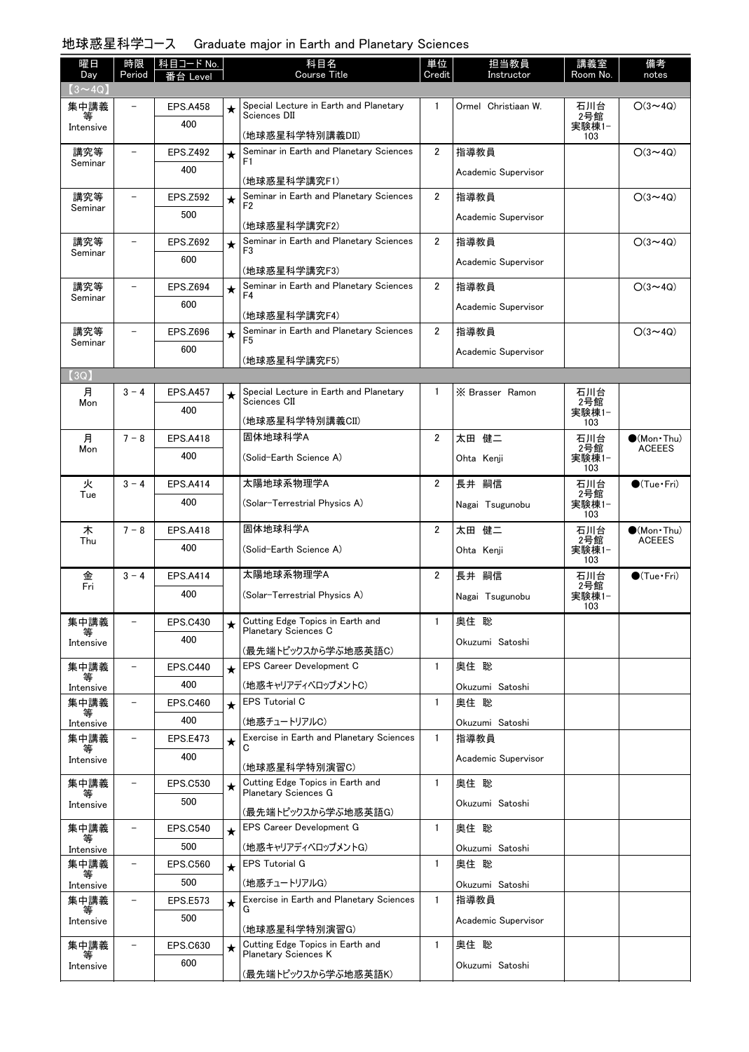## 地球惑星科学コース　Graduate major in Earth and Planetary Sciences

| 曜日 Day | 時限 Period | 科目コード No. 番台 Level | | 科目名 Course Title | 単位 Credit | 担当教員 Instructor | 講義室 Room No. | 備考 notes |
|---|---|---|---|---|---|---|---|---|
| 【3～4Q】 | | | | | | | | |
| 集中講義等 Intensive | － | EPS.A458 400 | ★ | Special Lecture in Earth and Planetary Sciences DII (地球惑星科学特別講義DII) | 1 | Ormel Christiaan W. | 石川台2号館実験棟1-103 | ○(3～4Q) |
| 講究等 Seminar | － | EPS.Z492 400 | ★ | Seminar in Earth and Planetary Sciences F1 (地球惑星科学講究F1) | 2 | 指導教員 Academic Supervisor | | ○(3～4Q) |
| 講究等 Seminar | － | EPS.Z592 500 | ★ | Seminar in Earth and Planetary Sciences F2 (地球惑星科学講究F2) | 2 | 指導教員 Academic Supervisor | | ○(3～4Q) |
| 講究等 Seminar | － | EPS.Z692 600 | ★ | Seminar in Earth and Planetary Sciences F3 (地球惑星科学講究F3) | 2 | 指導教員 Academic Supervisor | | ○(3～4Q) |
| 講究等 Seminar | － | EPS.Z694 600 | ★ | Seminar in Earth and Planetary Sciences F4 (地球惑星科学講究F4) | 2 | 指導教員 Academic Supervisor | | ○(3～4Q) |
| 講究等 Seminar | － | EPS.Z696 600 | ★ | Seminar in Earth and Planetary Sciences F5 (地球惑星科学講究F5) | 2 | 指導教員 Academic Supervisor | | ○(3～4Q) |
| 【3Q】 | | | | | | | | |
| 月 Mon | 3－4 | EPS.A457 400 | ★ | Special Lecture in Earth and Planetary Sciences CII (地球惑星科学特別講義CII) | 1 | ※ Brasser Ramon | 石川台2号館実験棟1-103 | |
| 月 Mon | 7－8 | EPS.A418 400 | | 固体地球科学A (Solid-Earth Science A) | 2 | 太田 健二 Ohta Kenji | 石川台2号館実験棟1-103 | ●(Mon・Thu) ACEEES |
| 火 Tue | 3－4 | EPS.A414 400 | | 太陽地球系物理学A (Solar-Terrestrial Physics A) | 2 | 長井 嗣信 Nagai Tsugunobu | 石川台2号館実験棟1-103 | ●(Tue・Fri) |
| 木 Thu | 7－8 | EPS.A418 400 | | 固体地球科学A (Solid-Earth Science A) | 2 | 太田 健二 Ohta Kenji | 石川台2号館実験棟1-103 | ●(Mon・Thu) ACEEES |
| 金 Fri | 3－4 | EPS.A414 400 | | 太陽地球系物理学A (Solar-Terrestrial Physics A) | 2 | 長井 嗣信 Nagai Tsugunobu | 石川台2号館実験棟1-103 | ●(Tue・Fri) |
| 集中講義等 Intensive | － | EPS.C430 400 | ★ | Cutting Edge Topics in Earth and Planetary Sciences C (最先端トピックスから学ぶ地惑英語C) | 1 | 奥住 聡 Okuzumi Satoshi | | |
| 集中講義等 Intensive | － | EPS.C440 400 | ★ | EPS Career Development C (地惑キャリアディベロップメントC) | 1 | 奥住 聡 Okuzumi Satoshi | | |
| 集中講義等 Intensive | － | EPS.C460 400 | ★ | EPS Tutorial C (地惑チュートリアルC) | 1 | 奥住 聡 Okuzumi Satoshi | | |
| 集中講義等 Intensive | － | EPS.E473 400 | ★ | Exercise in Earth and Planetary Sciences C (地球惑星科学特別演習C) | 1 | 指導教員 Academic Supervisor | | |
| 集中講義等 Intensive | － | EPS.C530 500 | ★ | Cutting Edge Topics in Earth and Planetary Sciences G (最先端トピックスから学ぶ地惑英語G) | 1 | 奥住 聡 Okuzumi Satoshi | | |
| 集中講義等 Intensive | － | EPS.C540 500 | ★ | EPS Career Development G (地惑キャリアディベロップメントG) | 1 | 奥住 聡 Okuzumi Satoshi | | |
| 集中講義等 Intensive | － | EPS.C560 500 | ★ | EPS Tutorial G (地惑チュートリアルG) | 1 | 奥住 聡 Okuzumi Satoshi | | |
| 集中講義等 Intensive | － | EPS.E573 500 | ★ | Exercise in Earth and Planetary Sciences G (地球惑星科学特別演習G) | 1 | 指導教員 Academic Supervisor | | |
| 集中講義等 Intensive | － | EPS.C630 600 | ★ | Cutting Edge Topics in Earth and Planetary Sciences K (最先端トピックスから学ぶ地惑英語K) | 1 | 奥住 聡 Okuzumi Satoshi | | |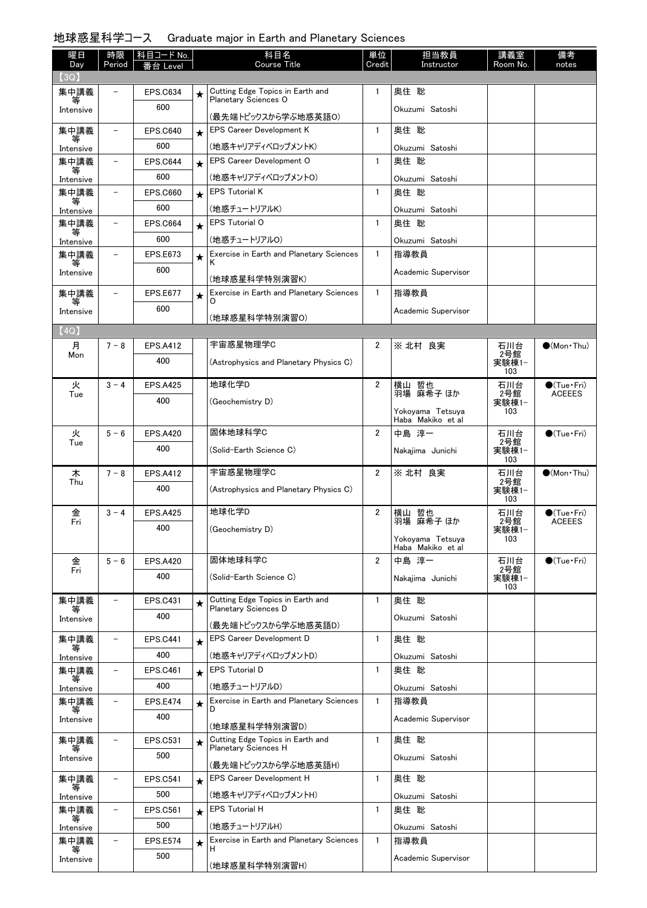## 地球惑星科学コース　Graduate major in Earth and Planetary Sciences

| 曜日 Day | 時限 Period | 科目コード No. 番台 Level | | 科目名 Course Title | 単位 Credit | 担当教員 Instructor | 講義室 Room No. | 備考 notes |
|---|---|---|---|---|---|---|---|---|
| 【3Q】 | | | | | | | | |
| 集中講義等 Intensive | − | EPS.C634 600 | ★ | Cutting Edge Topics in Earth and Planetary Sciences O (最先端トピックスから学ぶ地惑英語O) | 1 | 奥住 聡 Okuzumi Satoshi | | |
| 集中講義等 Intensive | − | EPS.C640 600 | ★ | EPS Career Development K (地惑キャリアディベロップメントK) | 1 | 奥住 聡 Okuzumi Satoshi | | |
| 集中講義等 Intensive | − | EPS.C644 600 | ★ | EPS Career Development O (地惑キャリアディベロップメントO) | 1 | 奥住 聡 Okuzumi Satoshi | | |
| 集中講義等 Intensive | − | EPS.C660 600 | ★ | EPS Tutorial K (地惑チュートリアルK) | 1 | 奥住 聡 Okuzumi Satoshi | | |
| 集中講義等 Intensive | − | EPS.C664 600 | ★ | EPS Tutorial O (地惑チュートリアルO) | 1 | 奥住 聡 Okuzumi Satoshi | | |
| 集中講義等 Intensive | − | EPS.E673 600 | ★ | Exercise in Earth and Planetary Sciences K (地球惑星科学特別演習K) | 1 | 指導教員 Academic Supervisor | | |
| 集中講義等 Intensive | − | EPS.E677 600 | ★ | Exercise in Earth and Planetary Sciences O (地球惑星科学特別演習O) | 1 | 指導教員 Academic Supervisor | | |
| 【4Q】 | | | | | | | | |
| 月 Mon | 7－8 | EPS.A412 400 | | 宇宙惑星物理学C (Astrophysics and Planetary Physics C) | 2 | ※ 北村 良実 | 石川台2号館実験棟1-103 | ●(Mon・Thu) |
| 火 Tue | 3－4 | EPS.A425 400 | | 地球化学D (Geochemistry D) | 2 | 横山 哲也 羽場 麻希子 ほか Yokoyama Tetsuya Haba Makiko et al | 石川台2号館実験棟1-103 | ●(Tue・Fri) ACEEES |
| 火 Tue | 5－6 | EPS.A420 400 | | 固体地球科学C (Solid-Earth Science C) | 2 | 中島 淳一 Nakajima Junichi | 石川台2号館実験棟1-103 | ●(Tue・Fri) |
| 木 Thu | 7－8 | EPS.A412 400 | | 宇宙惑星物理学C (Astrophysics and Planetary Physics C) | 2 | ※ 北村 良実 | 石川台2号館実験棟1-103 | ●(Mon・Thu) |
| 金 Fri | 3－4 | EPS.A425 400 | | 地球化学D (Geochemistry D) | 2 | 横山 哲也 羽場 麻希子 ほか Yokoyama Tetsuya Haba Makiko et al | 石川台2号館実験棟1-103 | ●(Tue・Fri) ACEEES |
| 金 Fri | 5－6 | EPS.A420 400 | | 固体地球科学C (Solid-Earth Science C) | 2 | 中島 淳一 Nakajima Junichi | 石川台2号館実験棟1-103 | ●(Tue・Fri) |
| 集中講義等 Intensive | − | EPS.C431 400 | ★ | Cutting Edge Topics in Earth and Planetary Sciences D (最先端トピックスから学ぶ地惑英語D) | 1 | 奥住 聡 Okuzumi Satoshi | | |
| 集中講義等 Intensive | − | EPS.C441 400 | ★ | EPS Career Development D (地惑キャリアディベロップメントD) | 1 | 奥住 聡 Okuzumi Satoshi | | |
| 集中講義等 Intensive | − | EPS.C461 400 | ★ | EPS Tutorial D (地惑チュートリアルD) | 1 | 奥住 聡 Okuzumi Satoshi | | |
| 集中講義等 Intensive | − | EPS.E474 400 | ★ | Exercise in Earth and Planetary Sciences D (地球惑星科学特別演習D) | 1 | 指導教員 Academic Supervisor | | |
| 集中講義等 Intensive | − | EPS.C531 500 | ★ | Cutting Edge Topics in Earth and Planetary Sciences H (最先端トピックスから学ぶ地惑英語H) | 1 | 奥住 聡 Okuzumi Satoshi | | |
| 集中講義等 Intensive | − | EPS.C541 500 | ★ | EPS Career Development H (地惑キャリアディベロップメントH) | 1 | 奥住 聡 Okuzumi Satoshi | | |
| 集中講義等 Intensive | − | EPS.C561 500 | ★ | EPS Tutorial H (地惑チュートリアルH) | 1 | 奥住 聡 Okuzumi Satoshi | | |
| 集中講義等 Intensive | − | EPS.E574 500 | ★ | Exercise in Earth and Planetary Sciences H (地球惑星科学特別演習H) | 1 | 指導教員 Academic Supervisor | | |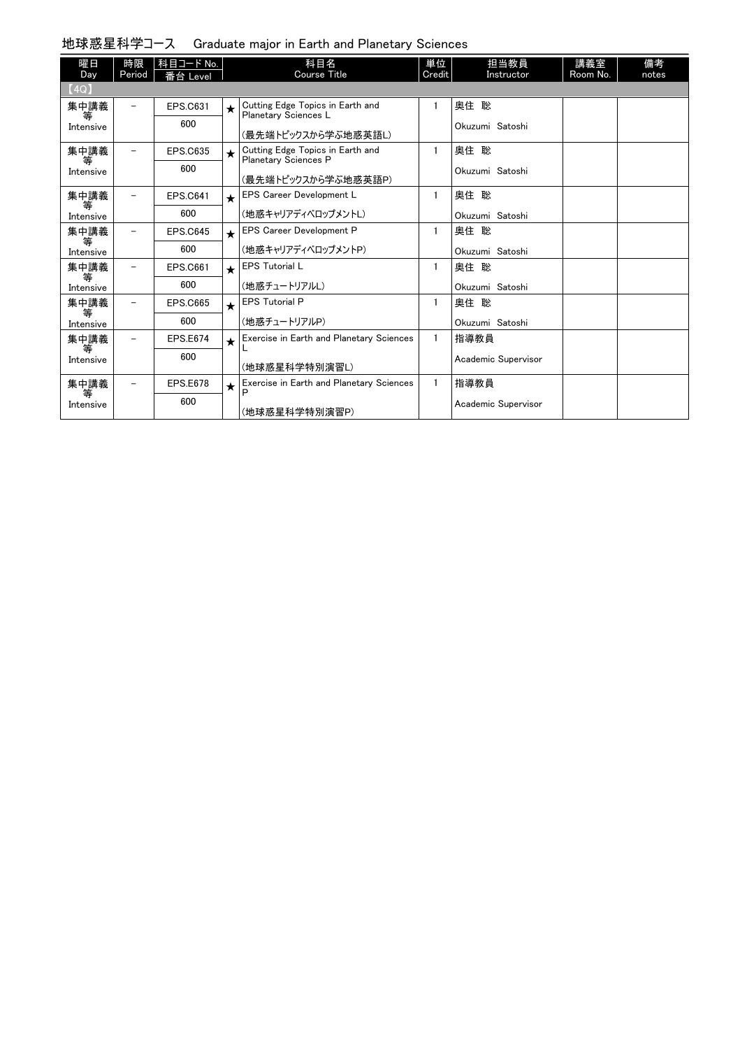## 地球惑星科学コース　Graduate major in Earth and Planetary Sciences

| 曜日 Day | 時限 Period | 科目コード No. 番台 Level | | 科目名 Course Title | 単位 Credit | 担当教員 Instructor | 講義室 Room No. | 備考 notes |
|---|---|---|---|---|---|---|---|---|
| 【4Q】 | | | | | | | | |
| 集中講義等 Intensive | － | EPS.C631 600 | ★ | Cutting Edge Topics in Earth and Planetary Sciences L (最先端トピックスから学ぶ地惑英語L) | 1 | 奥住 聡 Okuzumi Satoshi | | |
| 集中講義等 Intensive | － | EPS.C635 600 | ★ | Cutting Edge Topics in Earth and Planetary Sciences P (最先端トピックスから学ぶ地惑英語P) | 1 | 奥住 聡 Okuzumi Satoshi | | |
| 集中講義等 Intensive | － | EPS.C641 600 | ★ | EPS Career Development L (地惑キャリアディベロップメントL) | 1 | 奥住 聡 Okuzumi Satoshi | | |
| 集中講義等 Intensive | － | EPS.C645 600 | ★ | EPS Career Development P (地惑キャリアディベロップメントP) | 1 | 奥住 聡 Okuzumi Satoshi | | |
| 集中講義等 Intensive | － | EPS.C661 600 | ★ | EPS Tutorial L (地惑チュートリアルL) | 1 | 奥住 聡 Okuzumi Satoshi | | |
| 集中講義等 Intensive | － | EPS.C665 600 | ★ | EPS Tutorial P (地惑チュートリアルP) | 1 | 奥住 聡 Okuzumi Satoshi | | |
| 集中講義等 Intensive | － | EPS.E674 600 | ★ | Exercise in Earth and Planetary Sciences L (地球惑星科学特別演習L) | 1 | 指導教員 Academic Supervisor | | |
| 集中講義等 Intensive | － | EPS.E678 600 | ★ | Exercise in Earth and Planetary Sciences P (地球惑星科学特別演習P) | 1 | 指導教員 Academic Supervisor | | |